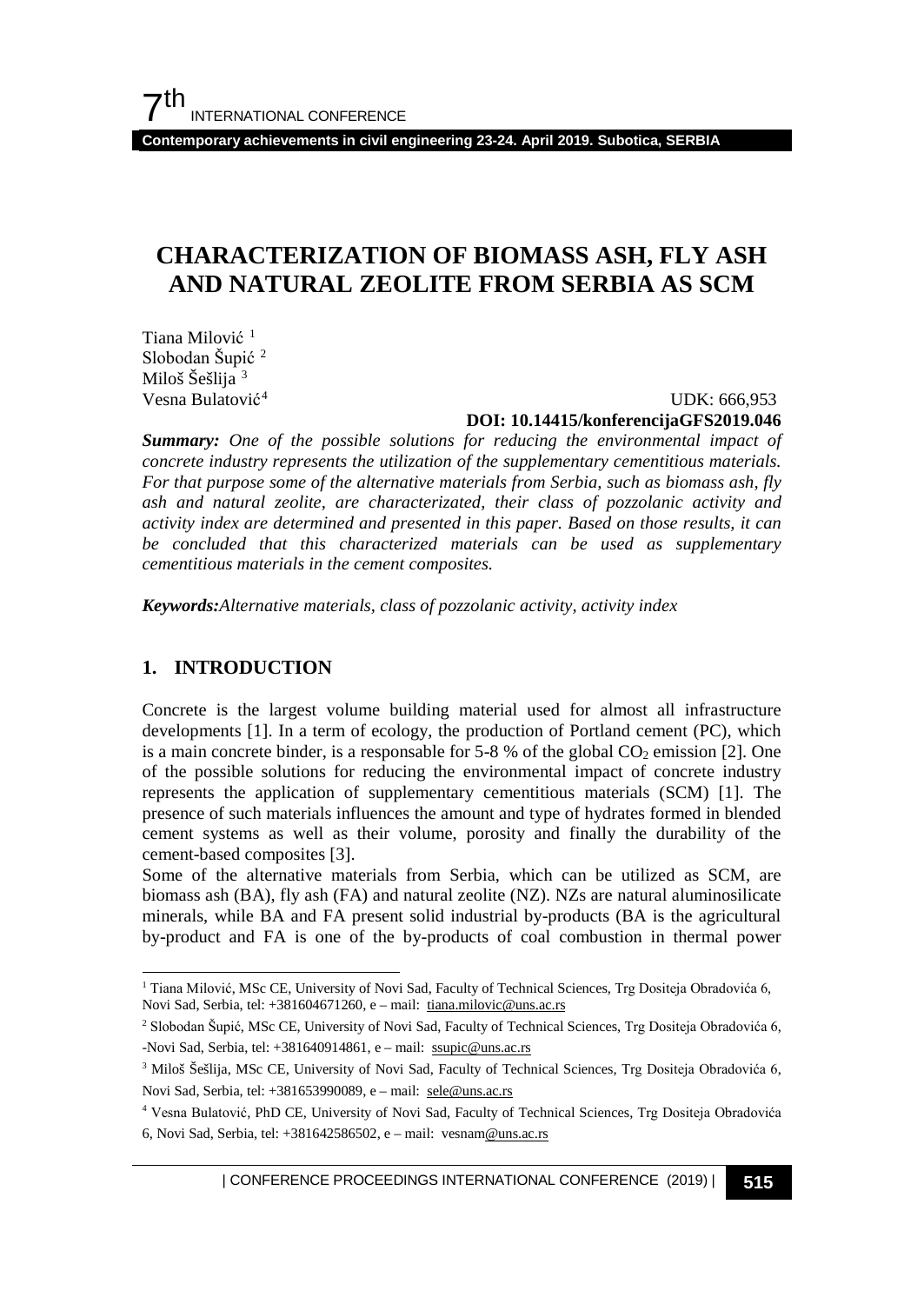# CHARACTERIZATION OF BIOMASS ASH, FLY ASH AND NATURAL ZEOLITE FROM SERBIA AS SCM

Tiana Milović [1]
Slobodan Šupić [2]
Miloš Šešlija [3]
Vesna Bulatović[4]

UDK: 666,953
**DOI: 10.14415/konferencijaGFS2019.046**

***Summary:*** *One of the possible solutions for reducing the environmental impact of concrete industry represents the utilization of the supplementary cementitious materials. For that purpose some of the alternative materials from Serbia, such as biomass ash, fly ash and natural zeolite, are characterizated, their class of pozzolanic activity and activity index are determined and presented in this paper. Based on those results, it can be concluded that this characterized materials can be used as supplementary cementitious materials in the cement composites.*

***Keywords:****Alternative materials, class of pozzolanic activity, activity index*

## 1. INTRODUCTION

Concrete is the largest volume building material used for almost all infrastructure developments [1]. In a term of ecology, the production of Portland cement (PC), which is a main concrete binder, is a responsable for 5-8 % of the global $CO_2$ emission [2]. One of the possible solutions for reducing the environmental impact of concrete industry represents the application of supplementary cementitious materials (SCM) [1]. The presence of such materials influences the amount and type of hydrates formed in blended cement systems as well as their volume, porosity and finally the durability of the cement-based composites [3].

Some of the alternative materials from Serbia, which can be utilized as SCM, are biomass ash (BA), fly ash (FA) and natural zeolite (NZ). NZs are natural aluminosilicate minerals, while BA and FA present solid industrial by-products (BA is the agricultural by-product and FA is one of the by-products of coal combustion in thermal power

---

[1] Tiana Milović, MSc CE, University of Novi Sad, Faculty of Technical Sciences, Trg Dositeja Obradovića 6, Novi Sad, Serbia, tel: +381604671260, e – mail: tiana.milovic@uns.ac.rs

[2] Slobodan Šupić, MSc CE, University of Novi Sad, Faculty of Technical Sciences, Trg Dositeja Obradovića 6, -Novi Sad, Serbia, tel: +381640914861, e – mail: ssupic@uns.ac.rs

[3] Miloš Šešlija, MSc CE, University of Novi Sad, Faculty of Technical Sciences, Trg Dositeja Obradovića 6, Novi Sad, Serbia, tel: +381653990089, e – mail: sele@uns.ac.rs

[4] Vesna Bulatović, PhD CE, University of Novi Sad, Faculty of Technical Sciences, Trg Dositeja Obradovića 6, Novi Sad, Serbia, tel: +381642586502, e – mail: vesnam@uns.ac.rs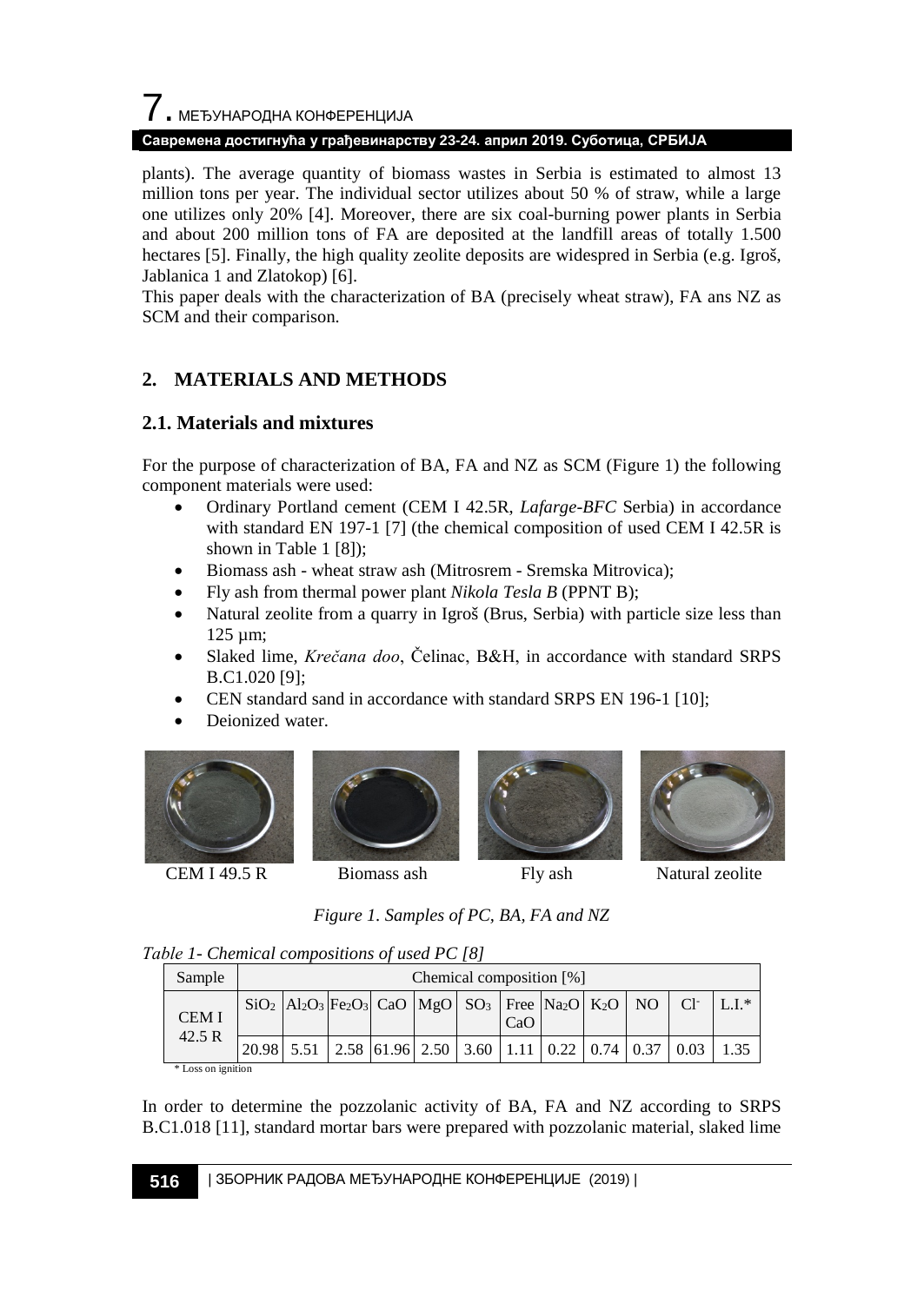plants). The average quantity of biomass wastes in Serbia is estimated to almost 13 million tons per year. The individual sector utilizes about 50 % of straw, while a large one utilizes only 20% [4]. Moreover, there are six coal-burning power plants in Serbia and about 200 million tons of FA are deposited at the landfill areas of totally 1.500 hectares [5]. Finally, the high quality zeolite deposits are widespred in Serbia (e.g. Igroš, Jablanica 1 and Zlatokop) [6].

This paper deals with the characterization of BA (precisely wheat straw), FA ans NZ as SCM and their comparison.

## 2. MATERIALS AND METHODS

### 2.1. Materials and mixtures

For the purpose of characterization of BA, FA and NZ as SCM (Figure 1) the following component materials were used:

- Ordinary Portland cement (CEM I 42.5R, *Lafarge-BFC* Serbia) in accordance with standard EN 197-1 [7] (the chemical composition of used CEM I 42.5R is shown in Table 1 [8]);
- Biomass ash - wheat straw ash (Mitrosrem - Sremska Mitrovica);
- Fly ash from thermal power plant *Nikola Tesla B* (PPNT B);
- Natural zeolite from a quarry in Igroš (Brus, Serbia) with particle size less than 125 µm;
- Slaked lime, *Krečana doo*, Čelinac, B&H, in accordance with standard SRPS B.C1.020 [9];
- CEN standard sand in accordance with standard SRPS EN 196-1 [10];
- Deionized water.

CEM I 49.5 R &nbsp;&nbsp;&nbsp; Biomass ash &nbsp;&nbsp;&nbsp; Fly ash &nbsp;&nbsp;&nbsp; Natural zeolite

*Figure 1. Samples of PC, BA, FA and NZ*

*Table 1- Chemical compositions of used PC [8]*

| Sample | Chemical composition [%] | | | | | | | | | | | |
|---|---|---|---|---|---|---|---|---|---|---|---|---|
| | $SiO_2$ | $Al_2O_3$ | $Fe_2O_3$ | CaO | MgO | $SO_3$ | Free CaO | $Na_2O$ | $K_2O$ | NO | $Cl^-$ | L.I.* |
| CEM I 42.5 R | 20.98 | 5.51 | 2.58 | 61.96 | 2.50 | 3.60 | 1.11 | 0.22 | 0.74 | 0.37 | 0.03 | 1.35 |

\* Loss on ignition

In order to determine the pozzolanic activity of BA, FA and NZ according to SRPS B.C1.018 [11], standard mortar bars were prepared with pozzolanic material, slaked lime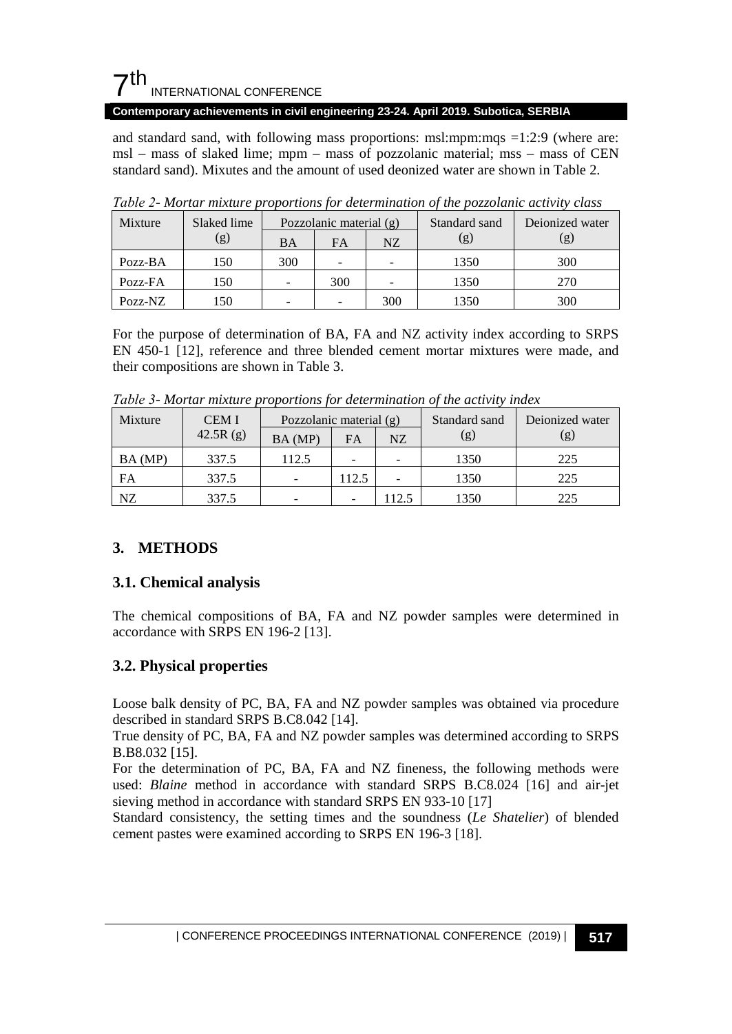and standard sand, with following mass proportions: msl:mpm:mqs =1:2:9 (where are: msl – mass of slaked lime; mpm – mass of pozzolanic material; mss – mass of CEN standard sand). Mixutes and the amount of used deonized water are shown in Table 2.

*Table 2- Mortar mixture proportions for determination of the pozzolanic activity class*

| Mixture | Slaked lime (g) | Pozzolanic material (g) | | | Standard sand (g) | Deionized water (g) |
|---|---|---|---|---|---|---|
| | | BA | FA | NZ | | |
| Pozz-BA | 150 | 300 | - | - | 1350 | 300 |
| Pozz-FA | 150 | - | 300 | - | 1350 | 270 |
| Pozz-NZ | 150 | - | - | 300 | 1350 | 300 |

For the purpose of determination of BA, FA and NZ activity index according to SRPS EN 450-1 [12], reference and three blended cement mortar mixtures were made, and their compositions are shown in Table 3.

*Table 3- Mortar mixture proportions for determination of the activity index*

| Mixture | CEM I 42.5R (g) | Pozzolanic material (g) | | | Standard sand (g) | Deionized water (g) |
|---|---|---|---|---|---|---|
| | | BA (MP) | FA | NZ | | |
| BA (MP) | 337.5 | 112.5 | - | - | 1350 | 225 |
| FA | 337.5 | - | 112.5 | - | 1350 | 225 |
| NZ | 337.5 | - | - | 112.5 | 1350 | 225 |

## 3. METHODS

### 3.1. Chemical analysis

The chemical compositions of BA, FA and NZ powder samples were determined in accordance with SRPS EN 196-2 [13].

### 3.2. Physical properties

Loose balk density of PC, BA, FA and NZ powder samples was obtained via procedure described in standard SRPS B.C8.042 [14].

True density of PC, BA, FA and NZ powder samples was determined according to SRPS B.B8.032 [15].

For the determination of PC, BA, FA and NZ fineness, the following methods were used: *Blaine* method in accordance with standard SRPS B.C8.024 [16] and air-jet sieving method in accordance with standard SRPS EN 933-10 [17]

Standard consistency, the setting times and the soundness (*Le Shatelier*) of blended cement pastes were examined according to SRPS EN 196-3 [18].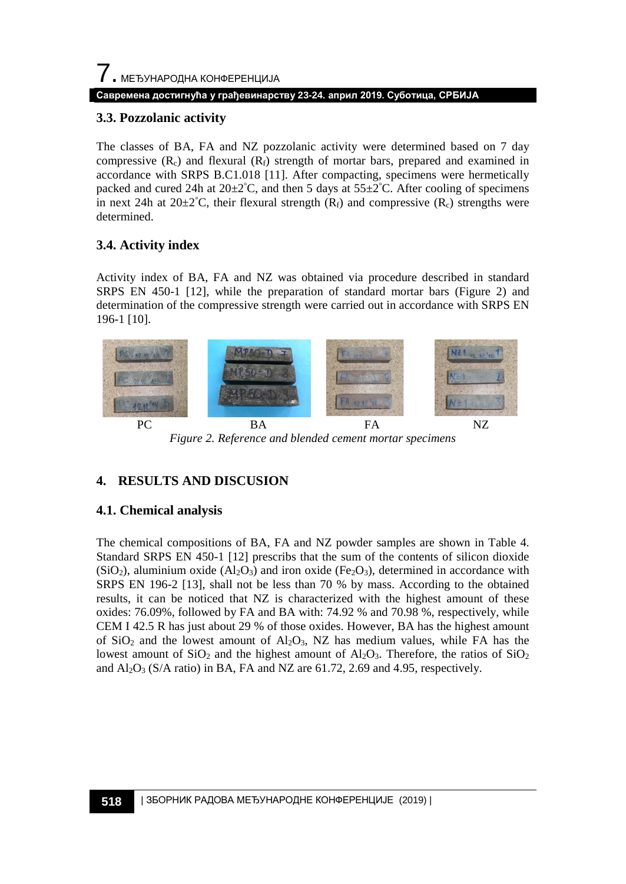### 3.3. Pozzolanic activity

The classes of BA, FA and NZ pozzolanic activity were determined based on 7 day compressive ($R_c$) and flexural ($R_f$) strength of mortar bars, prepared and examined in accordance with SRPS B.C1.018 [11]. After compacting, specimens were hermetically packed and cured 24h at 20±2˚C, and then 5 days at 55±2˚C. After cooling of specimens in next 24h at 20±2˚C, their flexural strength ($R_f$) and compressive ($R_c$) strengths were determined.

### 3.4. Activity index

Activity index of BA, FA and NZ was obtained via procedure described in standard SRPS EN 450-1 [12], while the preparation of standard mortar bars (Figure 2) and determination of the compressive strength were carried out in accordance with SRPS EN 196-1 [10].

PC BA FA NZ

*Figure 2. Reference and blended cement mortar specimens*

## 4. RESULTS AND DISCUSION

### 4.1. Chemical analysis

The chemical compositions of BA, FA and NZ powder samples are shown in Table 4. Standard SRPS EN 450-1 [12] prescribs that the sum of the contents of silicon dioxide ($SiO_2$), aluminium oxide ($Al_2O_3$) and iron oxide ($Fe_2O_3$), determined in accordance with SRPS EN 196-2 [13], shall not be less than 70 % by mass. According to the obtained results, it can be noticed that NZ is characterized with the highest amount of these oxides: 76.09%, followed by FA and BA with: 74.92 % and 70.98 %, respectively, while CEM I 42.5 R has just about 29 % of those oxides. However, BA has the highest amount of $SiO_2$ and the lowest amount of $Al_2O_3$, NZ has medium values, while FA has the lowest amount of $SiO_2$ and the highest amount of $Al_2O_3$. Therefore, the ratios of $SiO_2$ and $Al_2O_3$ (S/A ratio) in BA, FA and NZ are 61.72, 2.69 and 4.95, respectively.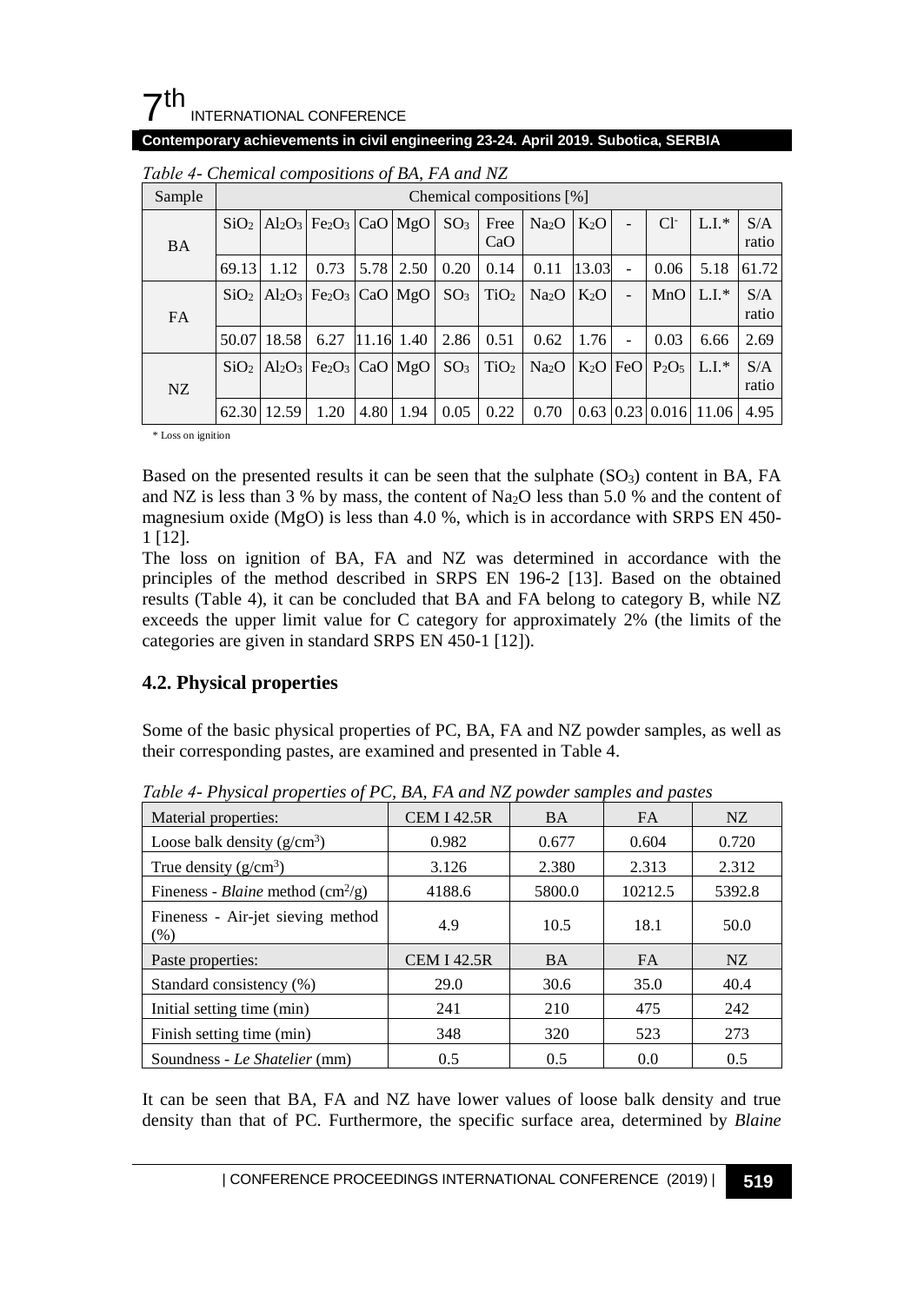*Table 4- Chemical compositions of BA, FA and NZ*

| Sample | Chemical compositions [%] | | | | | | | | | | | | |
|---|---|---|---|---|---|---|---|---|---|---|---|---|---|
| BA | $SiO_2$ | $Al_2O_3$ | $Fe_2O_3$ | CaO | MgO | $SO_3$ | Free CaO | $Na_2O$ | $K_2O$ | - | $Cl^-$ | L.I.* | S/A ratio |
| | 69.13 | 1.12 | 0.73 | 5.78 | 2.50 | 0.20 | 0.14 | 0.11 | 13.03 | - | 0.06 | 5.18 | 61.72 |
| FA | $SiO_2$ | $Al_2O_3$ | $Fe_2O_3$ | CaO | MgO | $SO_3$ | $TiO_2$ | $Na_2O$ | $K_2O$ | - | MnO | L.I.* | S/A ratio |
| | 50.07 | 18.58 | 6.27 | 11.16 | 1.40 | 2.86 | 0.51 | 0.62 | 1.76 | - | 0.03 | 6.66 | 2.69 |
| NZ | $SiO_2$ | $Al_2O_3$ | $Fe_2O_3$ | CaO | MgO | $SO_3$ | $TiO_2$ | $Na_2O$ | $K_2O$ | FeO | $P_2O_5$ | L.I.* | S/A ratio |
| | 62.30 | 12.59 | 1.20 | 4.80 | 1.94 | 0.05 | 0.22 | 0.70 | 0.63 | 0.23 | 0.016 | 11.06 | 4.95 |

\* Loss on ignition

Based on the presented results it can be seen that the sulphate ($SO_3$) content in BA, FA and NZ is less than 3 % by mass, the content of $Na_2O$ less than 5.0 % and the content of magnesium oxide (MgO) is less than 4.0 %, which is in accordance with SRPS EN 450-1 [12].

The loss on ignition of BA, FA and NZ was determined in accordance with the principles of the method described in SRPS EN 196-2 [13]. Based on the obtained results (Table 4), it can be concluded that BA and FA belong to category B, while NZ exceeds the upper limit value for C category for approximately 2% (the limits of the categories are given in standard SRPS EN 450-1 [12]).

## 4.2. Physical properties

Some of the basic physical properties of PC, BA, FA and NZ powder samples, as well as their corresponding pastes, are examined and presented in Table 4.

*Table 4- Physical properties of PC, BA, FA and NZ powder samples and pastes*

| Material properties: | CEM I 42.5R | BA | FA | NZ |
|---|---|---|---|---|
| Loose balk density ($g/cm^3$) | 0.982 | 0.677 | 0.604 | 0.720 |
| True density ($g/cm^3$) | 3.126 | 2.380 | 2.313 | 2.312 |
| Fineness - *Blaine* method ($cm^2/g$) | 4188.6 | 5800.0 | 10212.5 | 5392.8 |
| Fineness - Air-jet sieving method (%) | 4.9 | 10.5 | 18.1 | 50.0 |
| Paste properties: | CEM I 42.5R | BA | FA | NZ |
| Standard consistency (%) | 29.0 | 30.6 | 35.0 | 40.4 |
| Initial setting time (min) | 241 | 210 | 475 | 242 |
| Finish setting time (min) | 348 | 320 | 523 | 273 |
| Soundness - *Le Shatelier* (mm) | 0.5 | 0.5 | 0.0 | 0.5 |

It can be seen that BA, FA and NZ have lower values of loose balk density and true density than that of PC. Furthermore, the specific surface area, determined by *Blaine*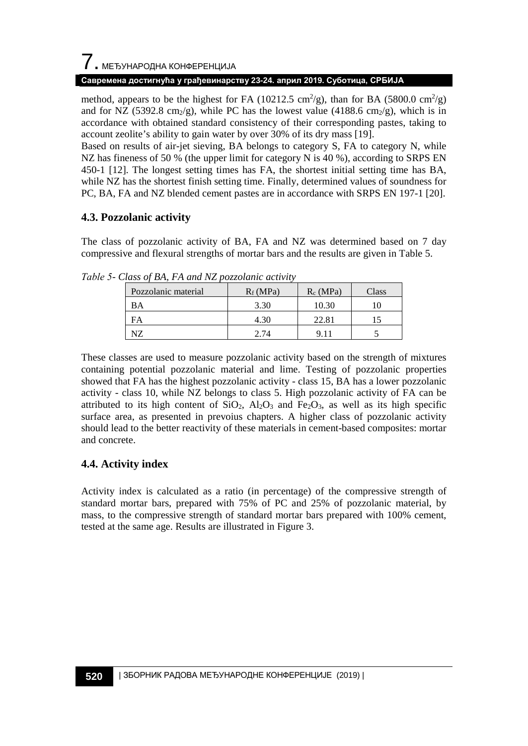method, appears to be the highest for FA (10212.5 $cm^2/g$), than for BA (5800.0 $cm^2/g$) and for NZ (5392.8 $cm_2/g$), while PC has the lowest value (4188.6 $cm_2/g$), which is in accordance with obtained standard consistency of their corresponding pastes, taking to account zeolite's ability to gain water by over 30% of its dry mass [19].

Based on results of air-jet sieving, BA belongs to category S, FA to category N, while NZ has fineness of 50 % (the upper limit for category N is 40 %), according to SRPS EN 450-1 [12]. The longest setting times has FA, the shortest initial setting time has BA, while NZ has the shortest finish setting time. Finally, determined values of soundness for PC, BA, FA and NZ blended cement pastes are in accordance with SRPS EN 197-1 [20].

### 4.3. Pozzolanic activity

The class of pozzolanic activity of BA, FA and NZ was determined based on 7 day compressive and flexural strengths of mortar bars and the results are given in Table 5.

*Table 5- Class of BA, FA and NZ pozzolanic activity*

| Pozzolanic material | $R_f$ (MPa) | $R_c$ (MPa) | Class |
|---|---|---|---|
| BA | 3.30 | 10.30 | 10 |
| FA | 4.30 | 22.81 | 15 |
| NZ | 2.74 | 9.11 | 5 |

These classes are used to measure pozzolanic activity based on the strength of mixtures containing potential pozzolanic material and lime. Testing of pozzolanic properties showed that FA has the highest pozzolanic activity - class 15, BA has a lower pozzolanic activity - class 10, while NZ belongs to class 5. High pozzolanic activity of FA can be attributed to its high content of $SiO_2$, $Al_2O_3$ and $Fe_2O_3$, as well as its high specific surface area, as presented in prevoius chapters. A higher class of pozzolanic activity should lead to the better reactivity of these materials in cement-based composites: mortar and concrete.

### 4.4. Activity index

Activity index is calculated as a ratio (in percentage) of the compressive strength of standard mortar bars, prepared with 75% of PC and 25% of pozzolanic material, by mass, to the compressive strength of standard mortar bars prepared with 100% cement, tested at the same age. Results are illustrated in Figure 3.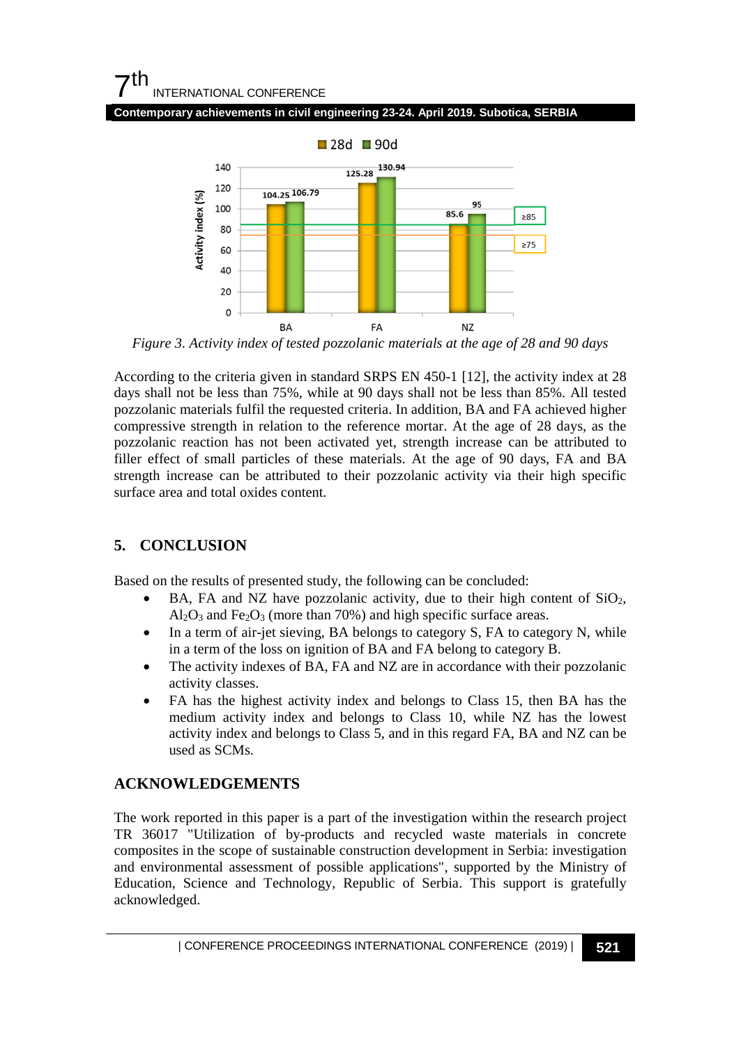*Figure 3. Activity index of tested pozzolanic materials at the age of 28 and 90 days*

According to the criteria given in standard SRPS EN 450-1 [12], the activity index at 28 days shall not be less than 75%, while at 90 days shall not be less than 85%. All tested pozzolanic materials fulfil the requested criteria. In addition, BA and FA achieved higher compressive strength in relation to the reference mortar. At the age of 28 days, as the pozzolanic reaction has not been activated yet, strength increase can be attributed to filler effect of small particles of these materials. At the age of 90 days, FA and BA strength increase can be attributed to their pozzolanic activity via their high specific surface area and total oxides content.

## 5. CONCLUSION

Based on the results of presented study, the following can be concluded:

- BA, FA and NZ have pozzolanic activity, due to their high content of $SiO_2$, $Al_2O_3$ and $Fe_2O_3$ (more than 70%) and high specific surface areas.
- In a term of air-jet sieving, BA belongs to category S, FA to category N, while in a term of the loss on ignition of BA and FA belong to category B.
- The activity indexes of BA, FA and NZ are in accordance with their pozzolanic activity classes.
- FA has the highest activity index and belongs to Class 15, then BA has the medium activity index and belongs to Class 10, while NZ has the lowest activity index and belongs to Class 5, and in this regard FA, BA and NZ can be used as SCMs.

## ACKNOWLEDGEMENTS

The work reported in this paper is a part of the investigation within the research project TR 36017 "Utilization of by-products and recycled waste materials in concrete composites in the scope of sustainable construction development in Serbia: investigation and environmental assessment of possible applications", supported by the Ministry of Education, Science and Technology, Republic of Serbia. This support is gratefully acknowledged.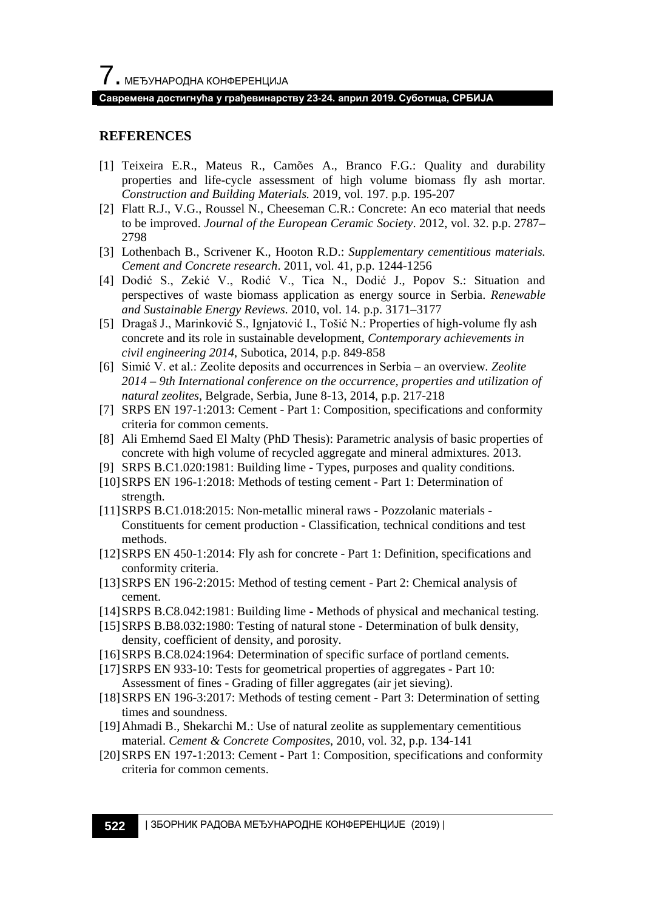## REFERENCES

[1] Teixeira E.R., Mateus R., Camões A., Branco F.G.: Quality and durability properties and life-cycle assessment of high volume biomass fly ash mortar. *Construction and Building Materials.* 2019, vol. 197. p.p. 195-207

[2] Flatt R.J., V.G., Roussel N., Cheeseman C.R.: Concrete: An eco material that needs to be improved. *Journal of the European Ceramic Society*. 2012, vol. 32. p.p. 2787–2798

[3] Lothenbach B., Scrivener K., Hooton R.D.: *Supplementary cementitious materials. Cement and Concrete research*. 2011, vol. 41, p.p. 1244-1256

[4] Dodić S., Zekić V., Rodić V., Tica N., Dodić J., Popov S.: Situation and perspectives of waste biomass application as energy source in Serbia. *Renewable and Sustainable Energy Reviews.* 2010, vol. 14. p.p. 3171–3177

[5] Dragaš J., Marinković S., Ignjatović I., Tošić N.: Properties of high-volume fly ash concrete and its role in sustainable development, *Contemporary achievements in civil engineering 2014*, Subotica, 2014, p.p. 849-858

[6] Simić V. et al.: Zeolite deposits and occurrences in Serbia – an overview. *Zeolite 2014 – 9th International conference on the occurrence, properties and utilization of natural zeolites*, Belgrade, Serbia, June 8-13, 2014, p.p. 217-218

[7] SRPS EN 197-1:2013: Cement - Part 1: Composition, specifications and conformity criteria for common cements.

[8] Ali Emhemd Saed El Malty (PhD Thesis): Parametric analysis of basic properties of concrete with high volume of recycled aggregate and mineral admixtures. 2013.

[9] SRPS B.C1.020:1981: Building lime - Types, purposes and quality conditions.

[10] SRPS EN 196-1:2018: Methods of testing cement - Part 1: Determination of strength.

[11] SRPS B.C1.018:2015: Non-metallic mineral raws - Pozzolanic materials - Constituents for cement production - Classification, technical conditions and test methods.

[12] SRPS EN 450-1:2014: Fly ash for concrete - Part 1: Definition, specifications and conformity criteria.

[13] SRPS EN 196-2:2015: Method of testing cement - Part 2: Chemical analysis of cement.

[14] SRPS B.C8.042:1981: Building lime - Methods of physical and mechanical testing.

[15] SRPS B.B8.032:1980: Testing of natural stone - Determination of bulk density, density, coefficient of density, and porosity.

[16] SRPS B.C8.024:1964: Determination of specific surface of portland cements.

[17] SRPS EN 933-10: Tests for geometrical properties of aggregates - Part 10: Assessment of fines - Grading of filler aggregates (air jet sieving).

[18] SRPS EN 196-3:2017: Methods of testing cement - Part 3: Determination of setting times and soundness.

[19] Ahmadi B., Shekarchi M.: Use of natural zeolite as supplementary cementitious material. *Cement & Concrete Composites*, 2010, vol. 32, p.p. 134-141

[20] SRPS EN 197-1:2013: Cement - Part 1: Composition, specifications and conformity criteria for common cements.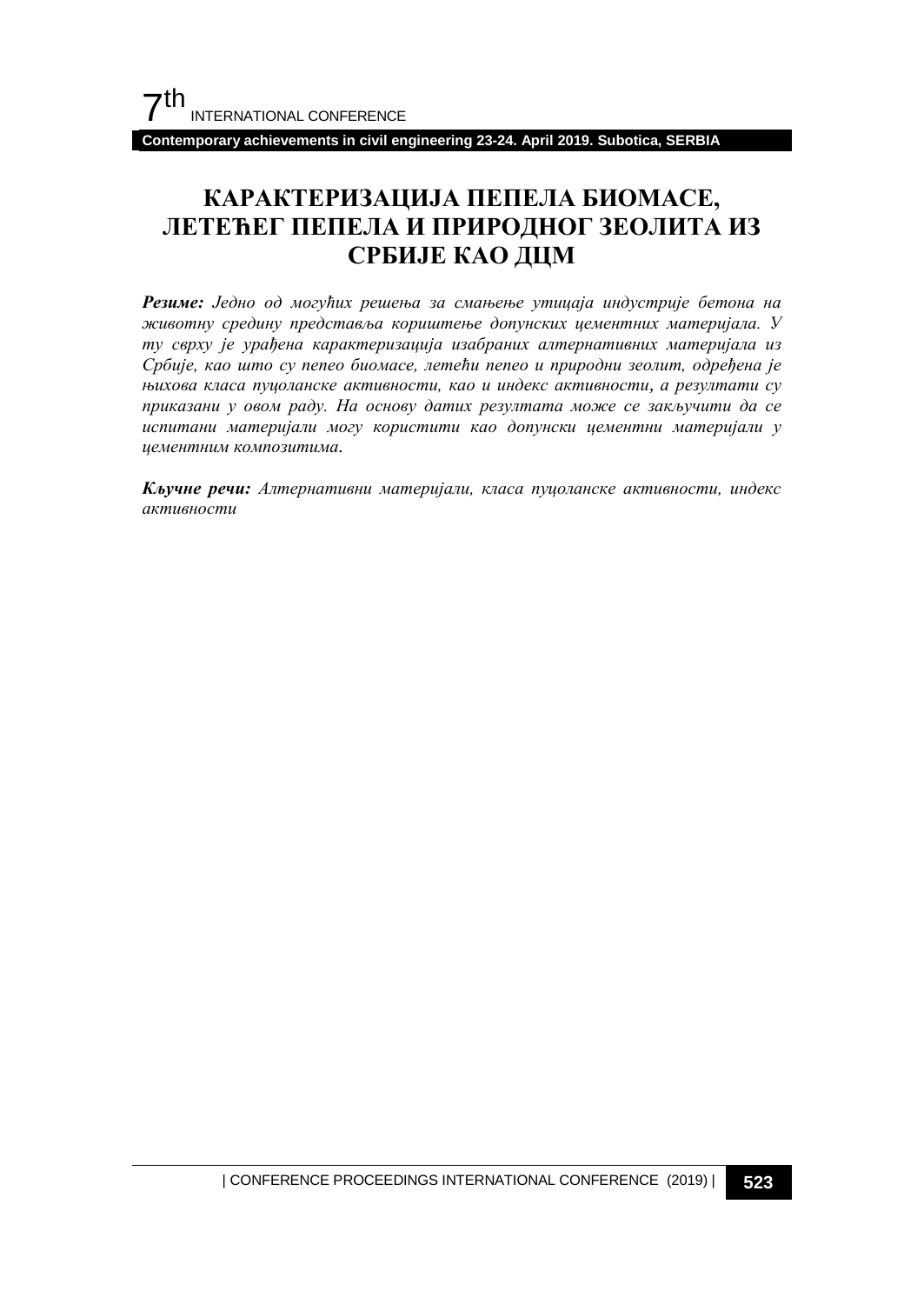# КАРАКТЕРИЗАЦИЈА ПЕПЕЛА БИОМАСЕ, ЛЕТЕЋЕГ ПЕПЕЛА И ПРИРОДНОГ ЗЕОЛИТА ИЗ СРБИЈЕ КАО ДЦМ

***Резиме:*** *Једно од могућих решења за смањење утицаја индустрије бетона на животну средину представља коришћење допунских цементних материјала. У ту сврху је урађена карактеризација изабраних алтернативних материјала из Србије, као што су пепео биомасе, летећи пепео и природни зеолит, одређена је њихова класа пуцоланске активности, као и индекс активности, а резултати су приказани у овом раду. На основу датих резултата може се закључити да се испитани материјали могу користити као допунски цементни материјали у цементним композитима.*

***Кључне речи:*** *Алтернативни материјали, класа пуцоланске активности, индекс активности*